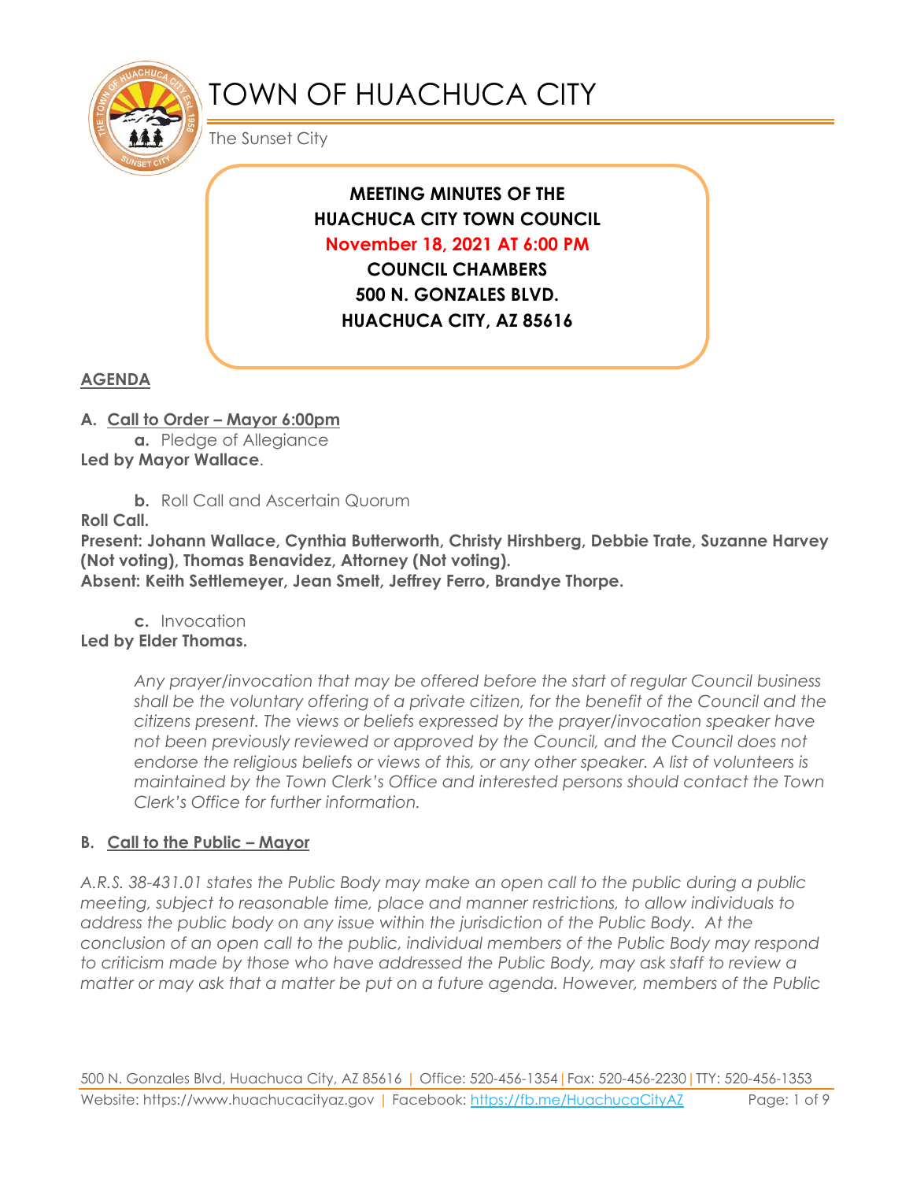# TOWN OF HUACHUCA CITY

The Sunset City

**MEETING MINUTES OF THE**
**HUACHUCA CITY TOWN COUNCIL**
**November 18, 2021 AT 6:00 PM**
**COUNCIL CHAMBERS**
**500 N. GONZALES BLVD.**
**HUACHUCA CITY, AZ 85616**

## AGENDA

**A. Call to Order – Mayor 6:00pm**

**a.** Pledge of Allegiance

**Led by Mayor Wallace**.

**b.** Roll Call and Ascertain Quorum

**Roll Call.**

**Present: Johann Wallace, Cynthia Butterworth, Christy Hirshberg, Debbie Trate, Suzanne Harvey (Not voting), Thomas Benavidez, Attorney (Not voting).**

**Absent: Keith Settlemeyer, Jean Smelt, Jeffrey Ferro, Brandye Thorpe.**

**c.** Invocation

**Led by Elder Thomas.**

*Any prayer/invocation that may be offered before the start of regular Council business shall be the voluntary offering of a private citizen, for the benefit of the Council and the citizens present. The views or beliefs expressed by the prayer/invocation speaker have not been previously reviewed or approved by the Council, and the Council does not endorse the religious beliefs or views of this, or any other speaker. A list of volunteers is maintained by the Town Clerk's Office and interested persons should contact the Town Clerk's Office for further information.*

**B. Call to the Public – Mayor**

*A.R.S. 38-431.01 states the Public Body may make an open call to the public during a public meeting, subject to reasonable time, place and manner restrictions, to allow individuals to address the public body on any issue within the jurisdiction of the Public Body. At the conclusion of an open call to the public, individual members of the Public Body may respond to criticism made by those who have addressed the Public Body, may ask staff to review a matter or may ask that a matter be put on a future agenda. However, members of the Public*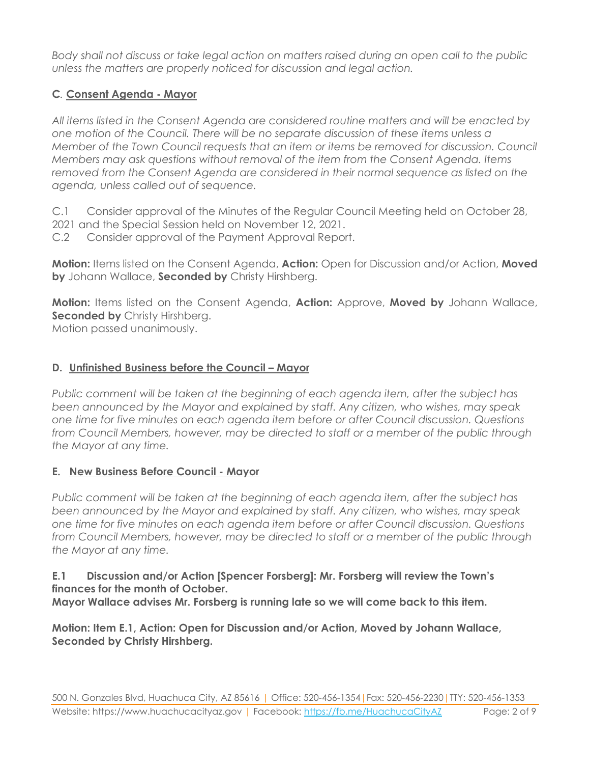*Body shall not discuss or take legal action on matters raised during an open call to the public unless the matters are properly noticed for discussion and legal action.*

### C. Consent Agenda - Mayor

*All items listed in the Consent Agenda are considered routine matters and will be enacted by one motion of the Council. There will be no separate discussion of these items unless a Member of the Town Council requests that an item or items be removed for discussion. Council Members may ask questions without removal of the item from the Consent Agenda. Items removed from the Consent Agenda are considered in their normal sequence as listed on the agenda, unless called out of sequence.*

C.1 Consider approval of the Minutes of the Regular Council Meeting held on October 28, 2021 and the Special Session held on November 12, 2021.
C.2 Consider approval of the Payment Approval Report.

**Motion:** Items listed on the Consent Agenda, **Action:** Open for Discussion and/or Action, **Moved by** Johann Wallace, **Seconded by** Christy Hirshberg.

**Motion:** Items listed on the Consent Agenda, **Action:** Approve, **Moved by** Johann Wallace, **Seconded by** Christy Hirshberg.
Motion passed unanimously.

### D. Unfinished Business before the Council – Mayor

*Public comment will be taken at the beginning of each agenda item, after the subject has been announced by the Mayor and explained by staff. Any citizen, who wishes, may speak one time for five minutes on each agenda item before or after Council discussion. Questions from Council Members, however, may be directed to staff or a member of the public through the Mayor at any time.*

### E. New Business Before Council - Mayor

*Public comment will be taken at the beginning of each agenda item, after the subject has been announced by the Mayor and explained by staff. Any citizen, who wishes, may speak one time for five minutes on each agenda item before or after Council discussion. Questions from Council Members, however, may be directed to staff or a member of the public through the Mayor at any time.*

**E.1 Discussion and/or Action [Spencer Forsberg]: Mr. Forsberg will review the Town's finances for the month of October.**
**Mayor Wallace advises Mr. Forsberg is running late so we will come back to this item.**

**Motion: Item E.1, Action: Open for Discussion and/or Action, Moved by Johann Wallace, Seconded by Christy Hirshberg.**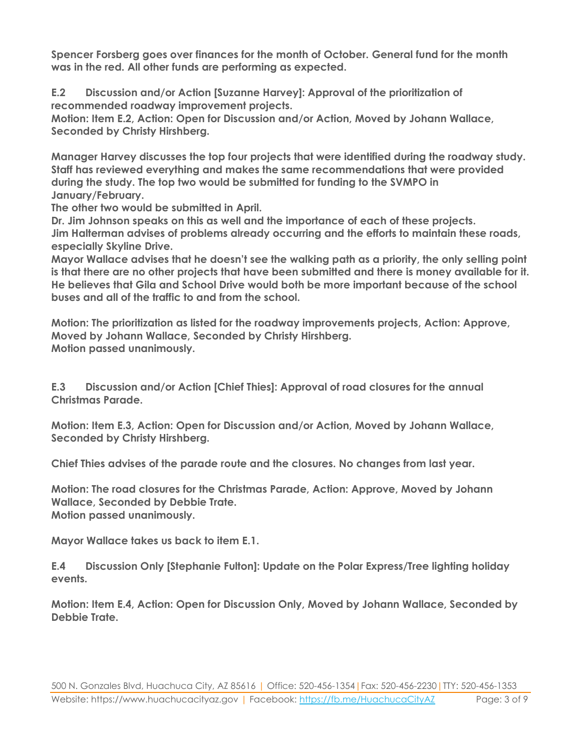**Spencer Forsberg goes over finances for the month of October. General fund for the month was in the red. All other funds are performing as expected.**

**E.2 Discussion and/or Action [Suzanne Harvey]: Approval of the prioritization of recommended roadway improvement projects.**
**Motion: Item E.2, Action: Open for Discussion and/or Action, Moved by Johann Wallace, Seconded by Christy Hirshberg.**

**Manager Harvey discusses the top four projects that were identified during the roadway study. Staff has reviewed everything and makes the same recommendations that were provided during the study. The top two would be submitted for funding to the SVMPO in January/February.**
**The other two would be submitted in April.**
**Dr. Jim Johnson speaks on this as well and the importance of each of these projects.**
**Jim Halterman advises of problems already occurring and the efforts to maintain these roads, especially Skyline Drive.**
**Mayor Wallace advises that he doesn't see the walking path as a priority, the only selling point is that there are no other projects that have been submitted and there is money available for it. He believes that Gila and School Drive would both be more important because of the school buses and all of the traffic to and from the school.**

**Motion: The prioritization as listed for the roadway improvements projects, Action: Approve, Moved by Johann Wallace, Seconded by Christy Hirshberg.**
**Motion passed unanimously.**

**E.3 Discussion and/or Action [Chief Thies]: Approval of road closures for the annual Christmas Parade.**

**Motion: Item E.3, Action: Open for Discussion and/or Action, Moved by Johann Wallace, Seconded by Christy Hirshberg.**

**Chief Thies advises of the parade route and the closures. No changes from last year.**

**Motion: The road closures for the Christmas Parade, Action: Approve, Moved by Johann Wallace, Seconded by Debbie Trate.**
**Motion passed unanimously.**

**Mayor Wallace takes us back to item E.1.**

**E.4 Discussion Only [Stephanie Fulton]: Update on the Polar Express/Tree lighting holiday events.**

**Motion: Item E.4, Action: Open for Discussion Only, Moved by Johann Wallace, Seconded by Debbie Trate.**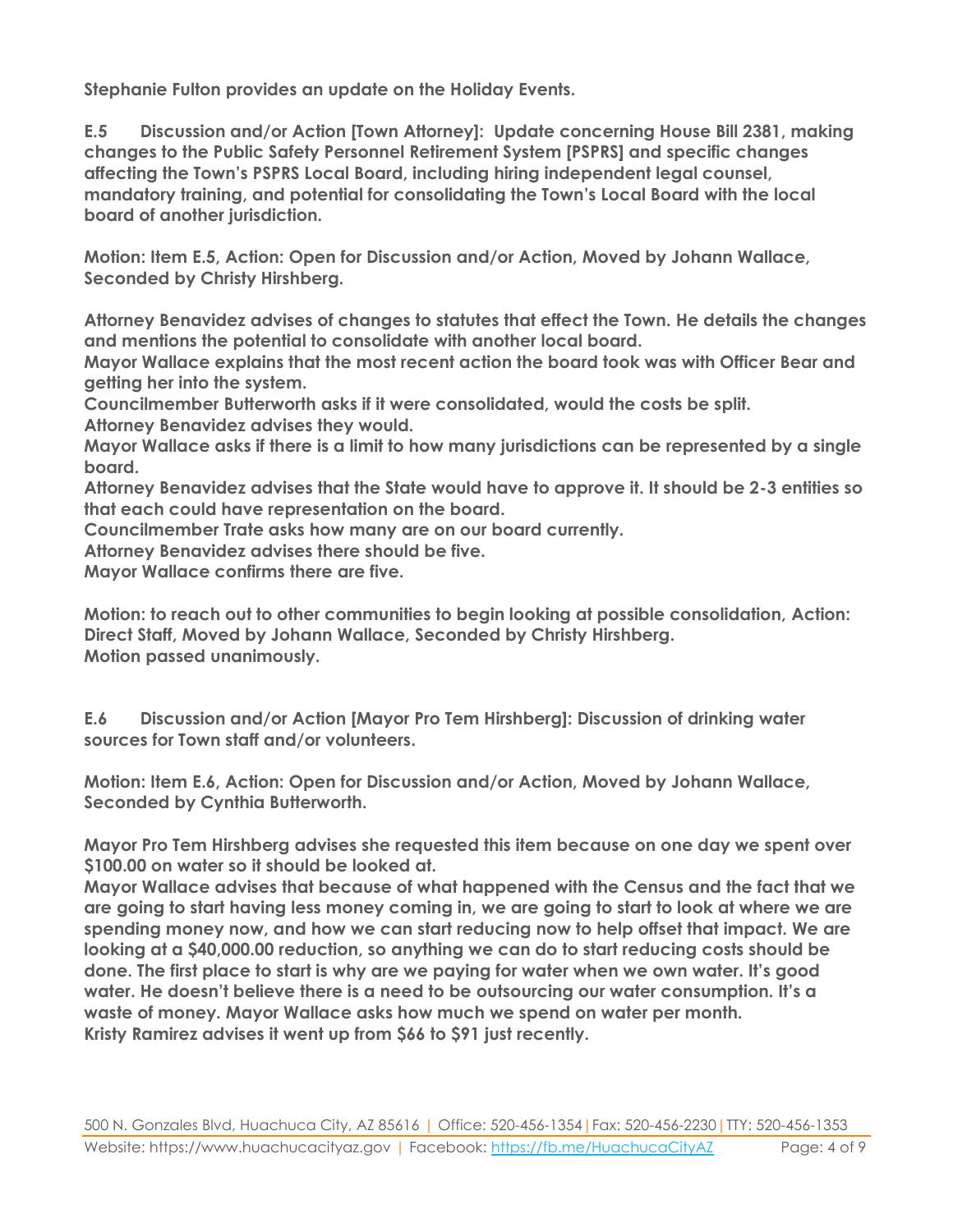**Stephanie Fulton provides an update on the Holiday Events.**

**E.5 Discussion and/or Action [Town Attorney]: Update concerning House Bill 2381, making changes to the Public Safety Personnel Retirement System [PSPRS] and specific changes affecting the Town's PSPRS Local Board, including hiring independent legal counsel, mandatory training, and potential for consolidating the Town's Local Board with the local board of another jurisdiction.**

**Motion: Item E.5, Action: Open for Discussion and/or Action, Moved by Johann Wallace, Seconded by Christy Hirshberg.**

**Attorney Benavidez advises of changes to statutes that effect the Town. He details the changes and mentions the potential to consolidate with another local board.**
**Mayor Wallace explains that the most recent action the board took was with Officer Bear and getting her into the system.**
**Councilmember Butterworth asks if it were consolidated, would the costs be split.**
**Attorney Benavidez advises they would.**
**Mayor Wallace asks if there is a limit to how many jurisdictions can be represented by a single board.**
**Attorney Benavidez advises that the State would have to approve it. It should be 2-3 entities so that each could have representation on the board.**
**Councilmember Trate asks how many are on our board currently.**
**Attorney Benavidez advises there should be five.**
**Mayor Wallace confirms there are five.**

**Motion: to reach out to other communities to begin looking at possible consolidation, Action: Direct Staff, Moved by Johann Wallace, Seconded by Christy Hirshberg.**
**Motion passed unanimously.**

**E.6 Discussion and/or Action [Mayor Pro Tem Hirshberg]: Discussion of drinking water sources for Town staff and/or volunteers.**

**Motion: Item E.6, Action: Open for Discussion and/or Action, Moved by Johann Wallace, Seconded by Cynthia Butterworth.**

**Mayor Pro Tem Hirshberg advises she requested this item because on one day we spent over $100.00 on water so it should be looked at.**
**Mayor Wallace advises that because of what happened with the Census and the fact that we are going to start having less money coming in, we are going to start to look at where we are spending money now, and how we can start reducing now to help offset that impact. We are looking at a $40,000.00 reduction, so anything we can do to start reducing costs should be done. The first place to start is why are we paying for water when we own water. It's good water. He doesn't believe there is a need to be outsourcing our water consumption. It's a waste of money. Mayor Wallace asks how much we spend on water per month.**
**Kristy Ramirez advises it went up from $66 to $91 just recently.**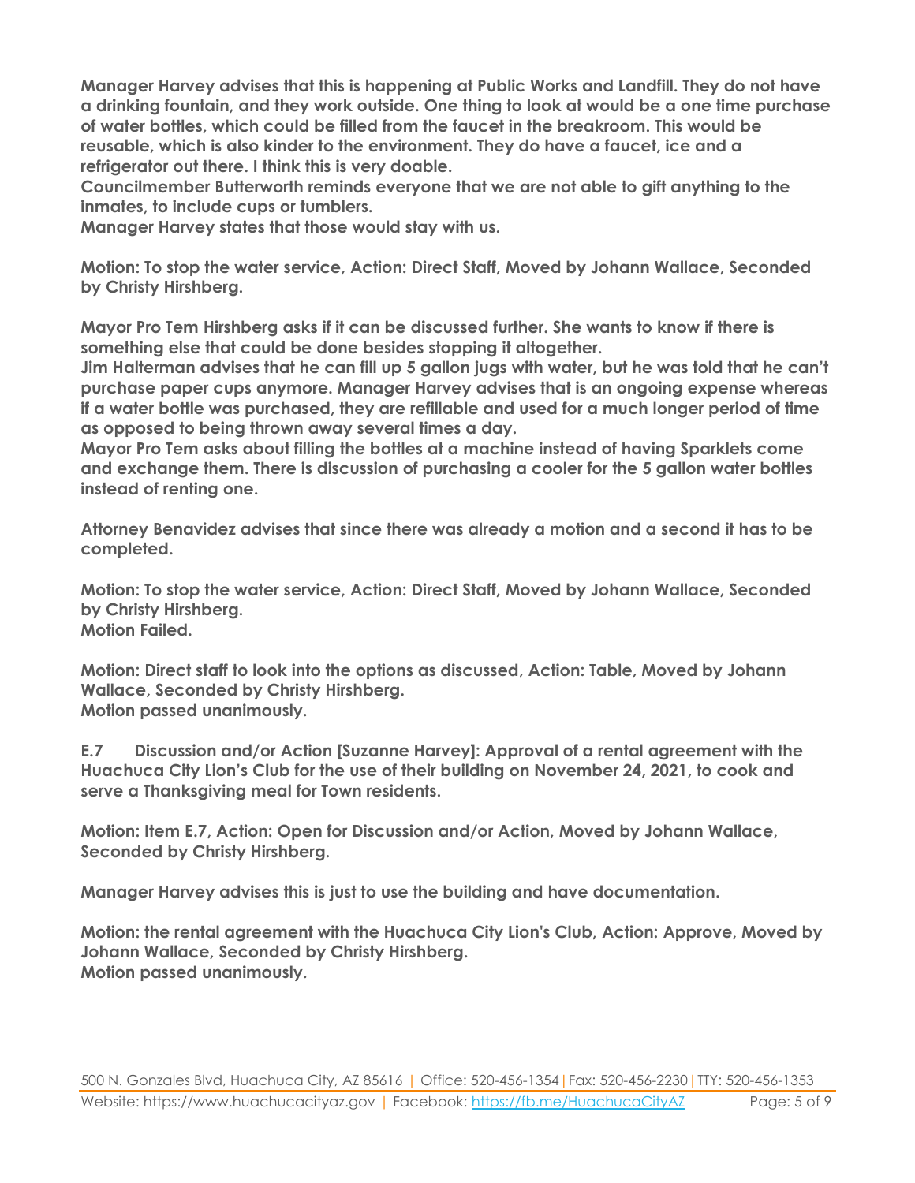**Manager Harvey advises that this is happening at Public Works and Landfill. They do not have a drinking fountain, and they work outside. One thing to look at would be a one time purchase of water bottles, which could be filled from the faucet in the breakroom. This would be reusable, which is also kinder to the environment. They do have a faucet, ice and a refrigerator out there. I think this is very doable.**
**Councilmember Butterworth reminds everyone that we are not able to gift anything to the inmates, to include cups or tumblers.**
**Manager Harvey states that those would stay with us.**

**Motion: To stop the water service, Action: Direct Staff, Moved by Johann Wallace, Seconded by Christy Hirshberg.**

**Mayor Pro Tem Hirshberg asks if it can be discussed further. She wants to know if there is something else that could be done besides stopping it altogether.**
**Jim Halterman advises that he can fill up 5 gallon jugs with water, but he was told that he can't purchase paper cups anymore. Manager Harvey advises that is an ongoing expense whereas if a water bottle was purchased, they are refillable and used for a much longer period of time as opposed to being thrown away several times a day.**
**Mayor Pro Tem asks about filling the bottles at a machine instead of having Sparklets come and exchange them. There is discussion of purchasing a cooler for the 5 gallon water bottles instead of renting one.**

**Attorney Benavidez advises that since there was already a motion and a second it has to be completed.**

**Motion: To stop the water service, Action: Direct Staff, Moved by Johann Wallace, Seconded by Christy Hirshberg.**
**Motion Failed.**

**Motion: Direct staff to look into the options as discussed, Action: Table, Moved by Johann Wallace, Seconded by Christy Hirshberg.**
**Motion passed unanimously.**

**E.7 Discussion and/or Action [Suzanne Harvey]: Approval of a rental agreement with the Huachuca City Lion's Club for the use of their building on November 24, 2021, to cook and serve a Thanksgiving meal for Town residents.**

**Motion: Item E.7, Action: Open for Discussion and/or Action, Moved by Johann Wallace, Seconded by Christy Hirshberg.**

**Manager Harvey advises this is just to use the building and have documentation.**

**Motion: the rental agreement with the Huachuca City Lion's Club, Action: Approve, Moved by Johann Wallace, Seconded by Christy Hirshberg.**
**Motion passed unanimously.**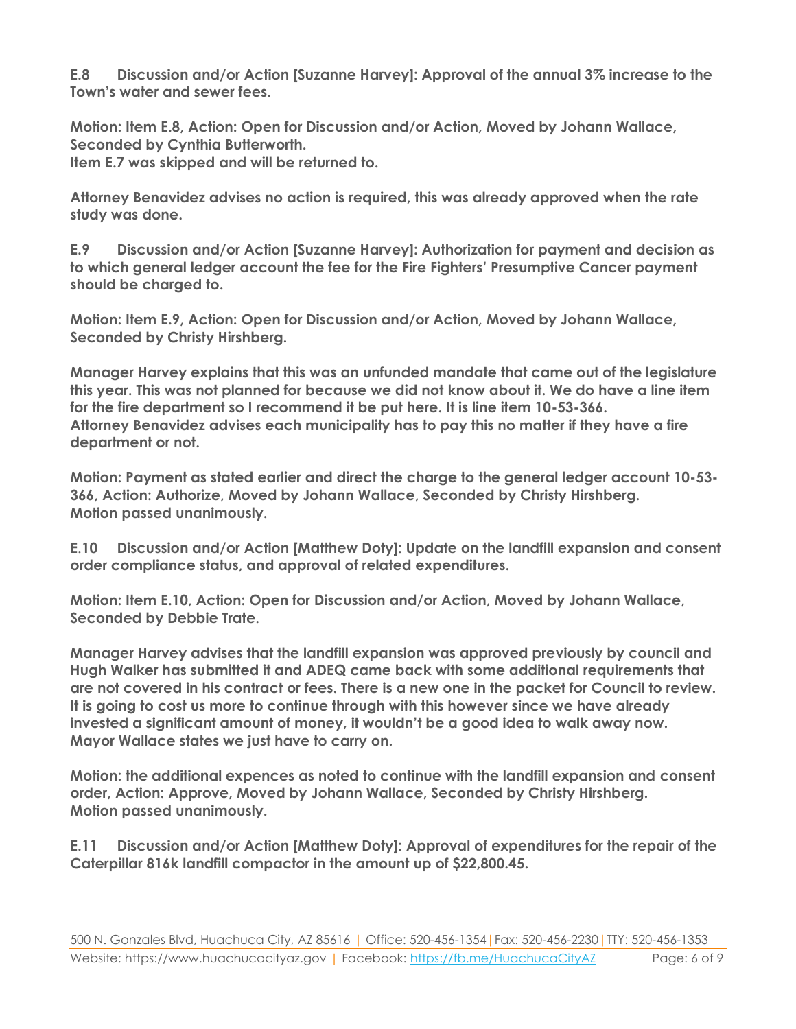**E.8 Discussion and/or Action [Suzanne Harvey]: Approval of the annual 3% increase to the Town's water and sewer fees.**

**Motion: Item E.8, Action: Open for Discussion and/or Action, Moved by Johann Wallace, Seconded by Cynthia Butterworth.**
**Item E.7 was skipped and will be returned to.**

**Attorney Benavidez advises no action is required, this was already approved when the rate study was done.**

**E.9 Discussion and/or Action [Suzanne Harvey]: Authorization for payment and decision as to which general ledger account the fee for the Fire Fighters' Presumptive Cancer payment should be charged to.**

**Motion: Item E.9, Action: Open for Discussion and/or Action, Moved by Johann Wallace, Seconded by Christy Hirshberg.**

**Manager Harvey explains that this was an unfunded mandate that came out of the legislature this year. This was not planned for because we did not know about it. We do have a line item for the fire department so I recommend it be put here. It is line item 10-53-366.**
**Attorney Benavidez advises each municipality has to pay this no matter if they have a fire department or not.**

**Motion: Payment as stated earlier and direct the charge to the general ledger account 10-53-366, Action: Authorize, Moved by Johann Wallace, Seconded by Christy Hirshberg.**
**Motion passed unanimously.**

**E.10 Discussion and/or Action [Matthew Doty]: Update on the landfill expansion and consent order compliance status, and approval of related expenditures.**

**Motion: Item E.10, Action: Open for Discussion and/or Action, Moved by Johann Wallace, Seconded by Debbie Trate.**

**Manager Harvey advises that the landfill expansion was approved previously by council and Hugh Walker has submitted it and ADEQ came back with some additional requirements that are not covered in his contract or fees. There is a new one in the packet for Council to review. It is going to cost us more to continue through with this however since we have already invested a significant amount of money, it wouldn't be a good idea to walk away now.**
**Mayor Wallace states we just have to carry on.**

**Motion: the additional expences as noted to continue with the landfill expansion and consent order, Action: Approve, Moved by Johann Wallace, Seconded by Christy Hirshberg.**
**Motion passed unanimously.**

**E.11 Discussion and/or Action [Matthew Doty]: Approval of expenditures for the repair of the Caterpillar 816k landfill compactor in the amount up of $22,800.45.**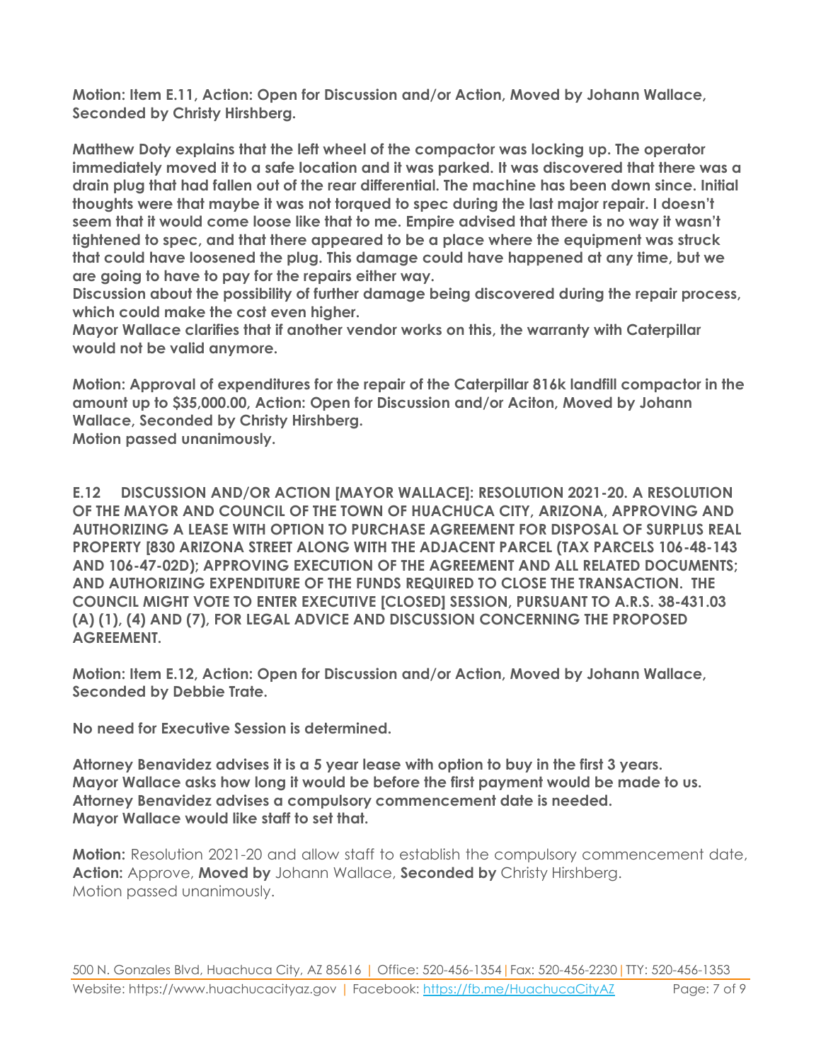**Motion: Item E.11, Action: Open for Discussion and/or Action, Moved by Johann Wallace, Seconded by Christy Hirshberg.**

**Matthew Doty explains that the left wheel of the compactor was locking up. The operator immediately moved it to a safe location and it was parked. It was discovered that there was a drain plug that had fallen out of the rear differential. The machine has been down since. Initial thoughts were that maybe it was not torqued to spec during the last major repair. I doesn't seem that it would come loose like that to me. Empire advised that there is no way it wasn't tightened to spec, and that there appeared to be a place where the equipment was struck that could have loosened the plug. This damage could have happened at any time, but we are going to have to pay for the repairs either way.**

**Discussion about the possibility of further damage being discovered during the repair process, which could make the cost even higher.**

**Mayor Wallace clarifies that if another vendor works on this, the warranty with Caterpillar would not be valid anymore.**

**Motion: Approval of expenditures for the repair of the Caterpillar 816k landfill compactor in the amount up to $35,000.00, Action: Open for Discussion and/or Aciton, Moved by Johann Wallace, Seconded by Christy Hirshberg.**
**Motion passed unanimously.**

**E.12 DISCUSSION AND/OR ACTION [MAYOR WALLACE]: RESOLUTION 2021-20. A RESOLUTION OF THE MAYOR AND COUNCIL OF THE TOWN OF HUACHUCA CITY, ARIZONA, APPROVING AND AUTHORIZING A LEASE WITH OPTION TO PURCHASE AGREEMENT FOR DISPOSAL OF SURPLUS REAL PROPERTY [830 ARIZONA STREET ALONG WITH THE ADJACENT PARCEL (TAX PARCELS 106-48-143 AND 106-47-02D); APPROVING EXECUTION OF THE AGREEMENT AND ALL RELATED DOCUMENTS; AND AUTHORIZING EXPENDITURE OF THE FUNDS REQUIRED TO CLOSE THE TRANSACTION. THE COUNCIL MIGHT VOTE TO ENTER EXECUTIVE [CLOSED] SESSION, PURSUANT TO A.R.S. 38-431.03 (A) (1), (4) AND (7), FOR LEGAL ADVICE AND DISCUSSION CONCERNING THE PROPOSED AGREEMENT.**

**Motion: Item E.12, Action: Open for Discussion and/or Action, Moved by Johann Wallace, Seconded by Debbie Trate.**

**No need for Executive Session is determined.**

**Attorney Benavidez advises it is a 5 year lease with option to buy in the first 3 years.**
**Mayor Wallace asks how long it would be before the first payment would be made to us.**
**Attorney Benavidez advises a compulsory commencement date is needed.**
**Mayor Wallace would like staff to set that.**

**Motion:** Resolution 2021-20 and allow staff to establish the compulsory commencement date, **Action:** Approve, **Moved by** Johann Wallace, **Seconded by** Christy Hirshberg.
Motion passed unanimously.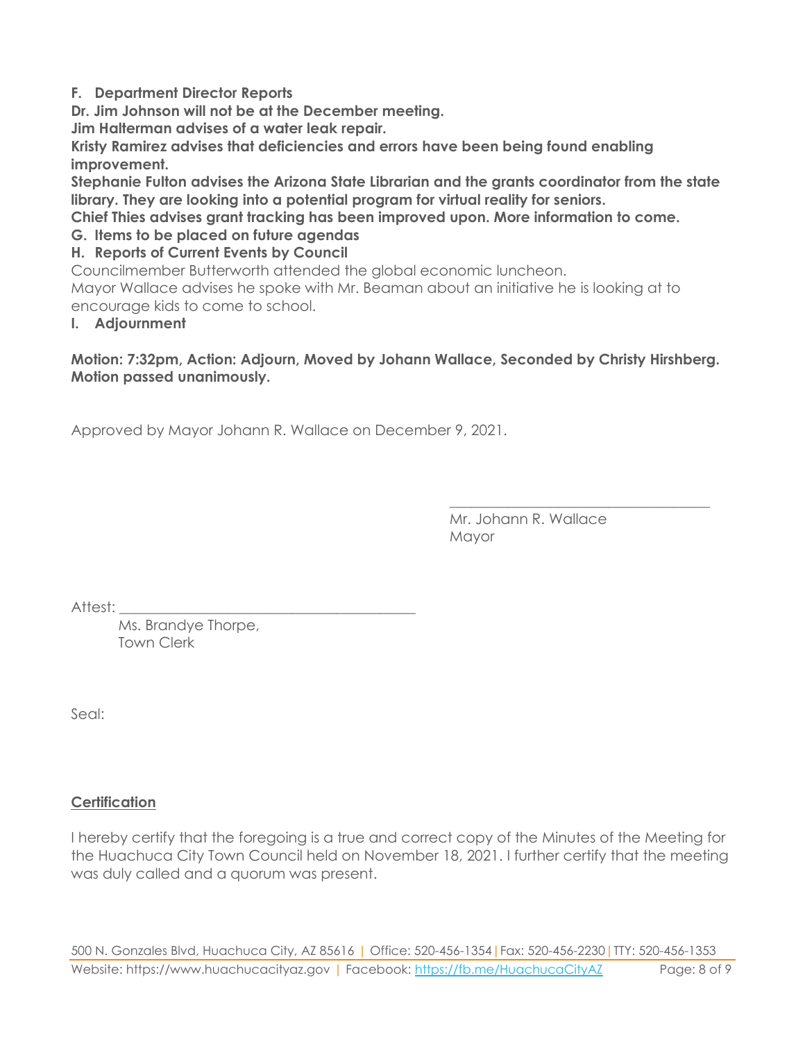**F. Department Director Reports**

**Dr. Jim Johnson will not be at the December meeting.**

**Jim Halterman advises of a water leak repair.**

**Kristy Ramirez advises that deficiencies and errors have been being found enabling improvement.**

**Stephanie Fulton advises the Arizona State Librarian and the grants coordinator from the state library. They are looking into a potential program for virtual reality for seniors.**

**Chief Thies advises grant tracking has been improved upon. More information to come.**

**G. Items to be placed on future agendas**

**H. Reports of Current Events by Council**

Councilmember Butterworth attended the global economic luncheon.

Mayor Wallace advises he spoke with Mr. Beaman about an initiative he is looking at to encourage kids to come to school.

**I. Adjournment**

**Motion: 7:32pm, Action: Adjourn, Moved by Johann Wallace, Seconded by Christy Hirshberg. Motion passed unanimously.**

Approved by Mayor Johann R. Wallace on December 9, 2021.

\_\_\_\_\_\_\_\_\_\_\_\_\_\_\_\_\_\_\_\_\_\_\_\_\_\_\_\_\_\_\_\_\_\_\_\_
Mr. Johann R. Wallace
Mayor

Attest: \_\_\_\_\_\_\_\_\_\_\_\_\_\_\_\_\_\_\_\_\_\_\_\_\_\_\_\_\_\_\_\_\_\_\_\_\_\_\_\_\_
Ms. Brandye Thorpe,
Town Clerk

Seal:

**Certification**

I hereby certify that the foregoing is a true and correct copy of the Minutes of the Meeting for the Huachuca City Town Council held on November 18, 2021. I further certify that the meeting was duly called and a quorum was present.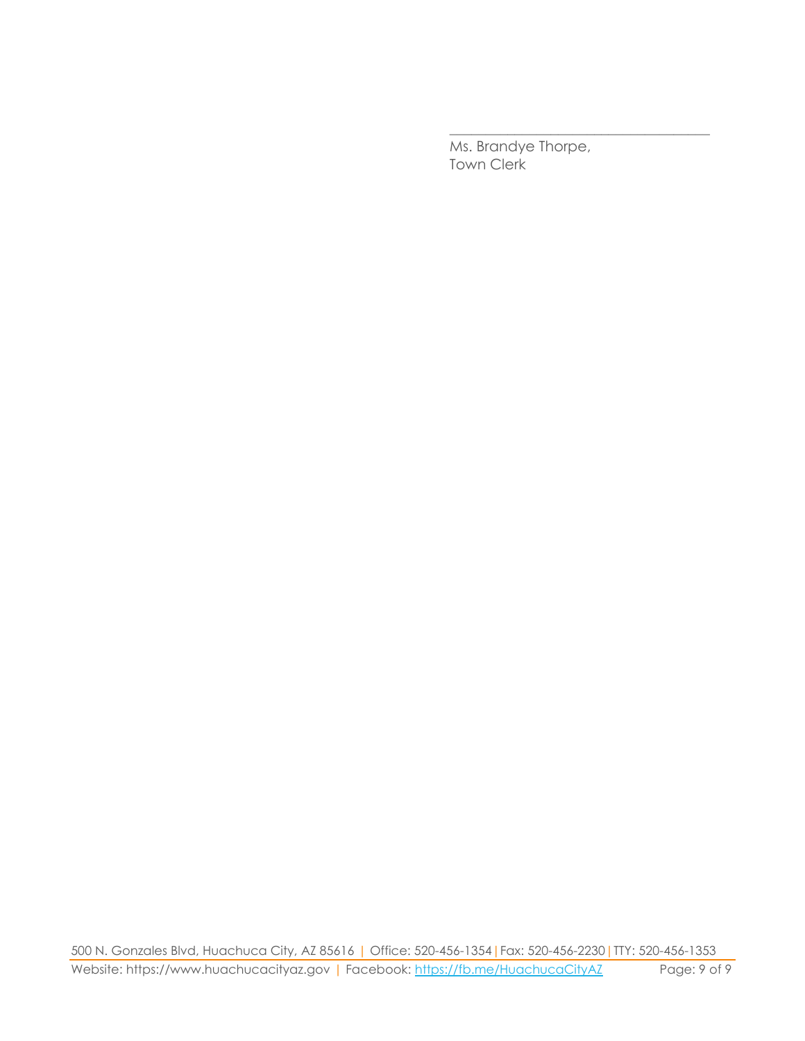\_\_\_\_\_\_\_\_\_\_\_\_\_\_\_\_\_\_\_\_\_\_\_\_\_\_\_\_\_\_\_\_\_\_\_\_

Ms. Brandye Thorpe,
Town Clerk